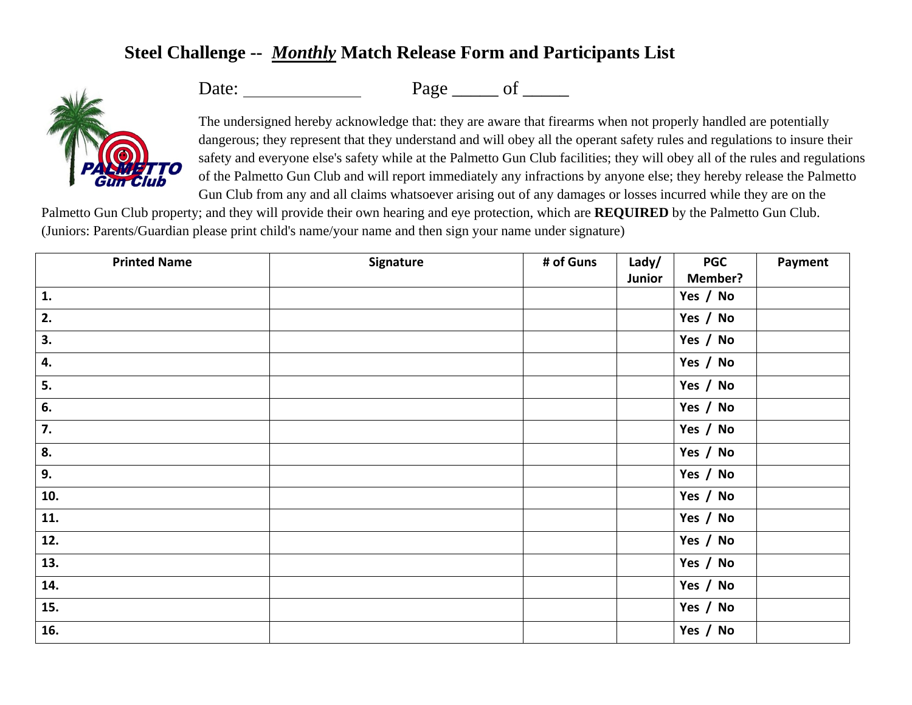# Steel Challenge -- *Monthly* Match Release Form and Participants List

Date: ____________ Page _____ of _____

PALMETTO Gun Club

The undersigned hereby acknowledge that: they are aware that firearms when not properly handled are potentially dangerous; they represent that they understand and will obey all the operant safety rules and regulations to insure their safety and everyone else's safety while at the Palmetto Gun Club facilities; they will obey all of the rules and regulations of the Palmetto Gun Club and will report immediately any infractions by anyone else; they hereby release the Palmetto Gun Club from any and all claims whatsoever arising out of any damages or losses incurred while they are on the Palmetto Gun Club property; and they will provide their own hearing and eye protection, which are **REQUIRED** by the Palmetto Gun Club. (Juniors: Parents/Guardian please print child's name/your name and then sign your name under signature)

| Printed Name | Signature | # of Guns | Lady/ Junior | PGC Member? | Payment |
|---|---|---|---|---|---|
| 1. | | | | Yes / No | |
| 2. | | | | Yes / No | |
| 3. | | | | Yes / No | |
| 4. | | | | Yes / No | |
| 5. | | | | Yes / No | |
| 6. | | | | Yes / No | |
| 7. | | | | Yes / No | |
| 8. | | | | Yes / No | |
| 9. | | | | Yes / No | |
| 10. | | | | Yes / No | |
| 11. | | | | Yes / No | |
| 12. | | | | Yes / No | |
| 13. | | | | Yes / No | |
| 14. | | | | Yes / No | |
| 15. | | | | Yes / No | |
| 16. | | | | Yes / No | |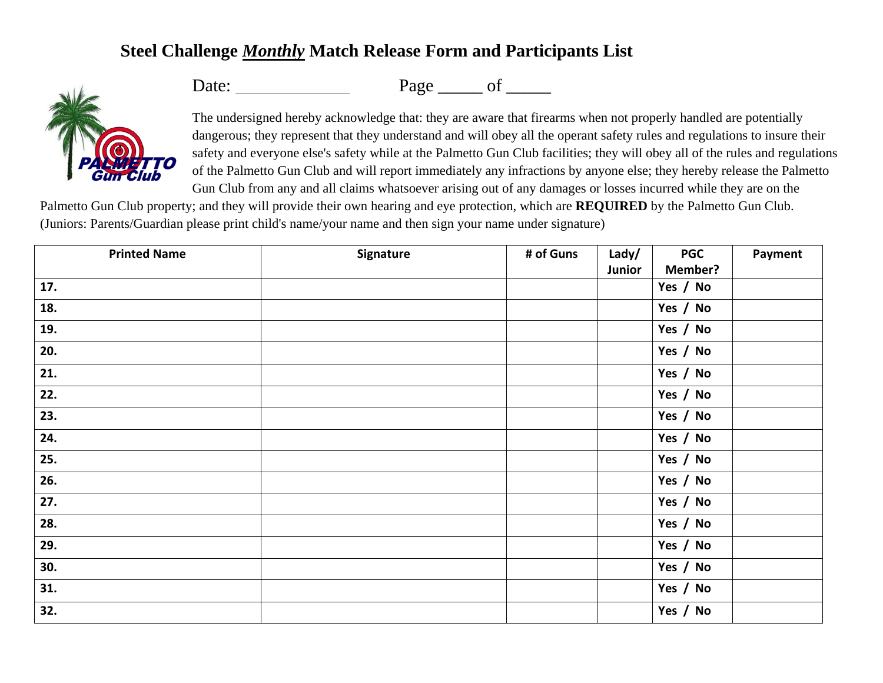# Steel Challenge *Monthly* Match Release Form and Participants List

Date: _____________ Page _____ of _____

The undersigned hereby acknowledge that: they are aware that firearms when not properly handled are potentially dangerous; they represent that they understand and will obey all the operant safety rules and regulations to insure their safety and everyone else's safety while at the Palmetto Gun Club facilities; they will obey all of the rules and regulations of the Palmetto Gun Club and will report immediately any infractions by anyone else; they hereby release the Palmetto Gun Club from any and all claims whatsoever arising out of any damages or losses incurred while they are on the Palmetto Gun Club property; and they will provide their own hearing and eye protection, which are **REQUIRED** by the Palmetto Gun Club. (Juniors: Parents/Guardian please print child's name/your name and then sign your name under signature)

| Printed Name | Signature | # of Guns | Lady/ Junior | PGC Member? | Payment |
|---|---|---|---|---|---|
| 17. | | | | Yes / No | |
| 18. | | | | Yes / No | |
| 19. | | | | Yes / No | |
| 20. | | | | Yes / No | |
| 21. | | | | Yes / No | |
| 22. | | | | Yes / No | |
| 23. | | | | Yes / No | |
| 24. | | | | Yes / No | |
| 25. | | | | Yes / No | |
| 26. | | | | Yes / No | |
| 27. | | | | Yes / No | |
| 28. | | | | Yes / No | |
| 29. | | | | Yes / No | |
| 30. | | | | Yes / No | |
| 31. | | | | Yes / No | |
| 32. | | | | Yes / No | |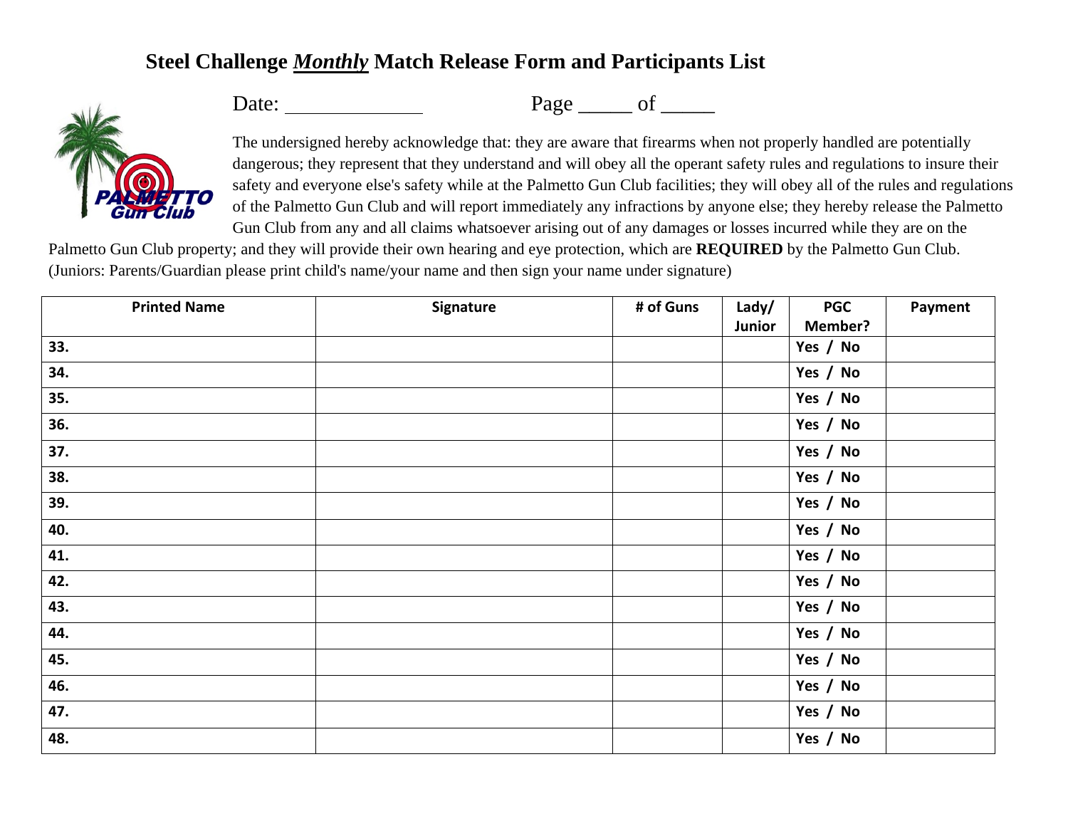# Steel Challenge *Monthly* Match Release Form and Participants List

Date: ____________ Page _____ of _____

PALMETTO Gun Club

The undersigned hereby acknowledge that: they are aware that firearms when not properly handled are potentially dangerous; they represent that they understand and will obey all the operant safety rules and regulations to insure their safety and everyone else's safety while at the Palmetto Gun Club facilities; they will obey all of the rules and regulations of the Palmetto Gun Club and will report immediately any infractions by anyone else; they hereby release the Palmetto Gun Club from any and all claims whatsoever arising out of any damages or losses incurred while they are on the Palmetto Gun Club property; and they will provide their own hearing and eye protection, which are **REQUIRED** by the Palmetto Gun Club. (Juniors: Parents/Guardian please print child's name/your name and then sign your name under signature)

| Printed Name | Signature | # of Guns | Lady/ Junior | PGC Member? | Payment |
|---|---|---|---|---|---|
| 33. | | | | Yes / No | |
| 34. | | | | Yes / No | |
| 35. | | | | Yes / No | |
| 36. | | | | Yes / No | |
| 37. | | | | Yes / No | |
| 38. | | | | Yes / No | |
| 39. | | | | Yes / No | |
| 40. | | | | Yes / No | |
| 41. | | | | Yes / No | |
| 42. | | | | Yes / No | |
| 43. | | | | Yes / No | |
| 44. | | | | Yes / No | |
| 45. | | | | Yes / No | |
| 46. | | | | Yes / No | |
| 47. | | | | Yes / No | |
| 48. | | | | Yes / No | |